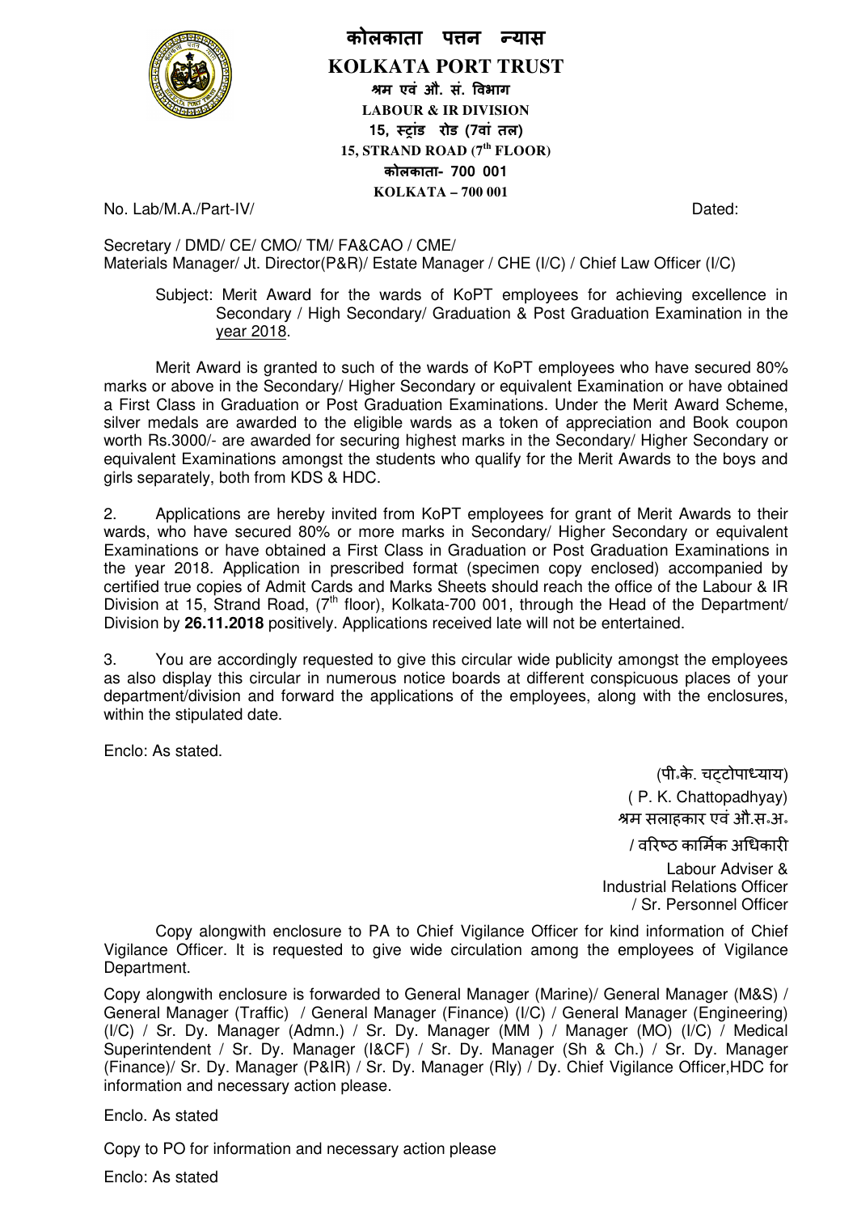# कोलकाता पत्तन न्यास

# KOLKATA PORT TRUST

**श्रम एवं औ. सं. विभाग**
**LABOUR & IR DIVISION**
**15, स्ट्रांड रोड (7वां तल)**
**15, STRAND ROAD (7th FLOOR)**
**कोलकाता- 700 001**
**KOLKATA – 700 001**

No. Lab/M.A./Part-IV/ Dated:

Secretary / DMD/ CE/ CMO/ TM/ FA&CAO / CME/
Materials Manager/ Jt. Director(P&R)/ Estate Manager / CHE (I/C) / Chief Law Officer (I/C)

Subject: Merit Award for the wards of KoPT employees for achieving excellence in Secondary / High Secondary/ Graduation & Post Graduation Examination in the year 2018.

Merit Award is granted to such of the wards of KoPT employees who have secured 80% marks or above in the Secondary/ Higher Secondary or equivalent Examination or have obtained a First Class in Graduation or Post Graduation Examinations. Under the Merit Award Scheme, silver medals are awarded to the eligible wards as a token of appreciation and Book coupon worth Rs.3000/- are awarded for securing highest marks in the Secondary/ Higher Secondary or equivalent Examinations amongst the students who qualify for the Merit Awards to the boys and girls separately, both from KDS & HDC.

2. Applications are hereby invited from KoPT employees for grant of Merit Awards to their wards, who have secured 80% or more marks in Secondary/ Higher Secondary or equivalent Examinations or have obtained a First Class in Graduation or Post Graduation Examinations in the year 2018. Application in prescribed format (specimen copy enclosed) accompanied by certified true copies of Admit Cards and Marks Sheets should reach the office of the Labour & IR Division at 15, Strand Road, (7th floor), Kolkata-700 001, through the Head of the Department/ Division by **26.11.2018** positively. Applications received late will not be entertained.

3. You are accordingly requested to give this circular wide publicity amongst the employees as also display this circular in numerous notice boards at different conspicuous places of your department/division and forward the applications of the employees, along with the enclosures, within the stipulated date.

Enclo: As stated.

(पी.के. चट्टोपाध्याय)
( P. K. Chattopadhyay)
श्रम सलाहकार एवं औ.स.अ.
/ वरिष्ठ कार्मिक अधिकारी
Labour Adviser &
Industrial Relations Officer
/ Sr. Personnel Officer

Copy alongwith enclosure to PA to Chief Vigilance Officer for kind information of Chief Vigilance Officer. It is requested to give wide circulation among the employees of Vigilance Department.

Copy alongwith enclosure is forwarded to General Manager (Marine)/ General Manager (M&S) / General Manager (Traffic) / General Manager (Finance) (I/C) / General Manager (Engineering) (I/C) / Sr. Dy. Manager (Admn.) / Sr. Dy. Manager (MM ) / Manager (MO) (I/C) / Medical Superintendent / Sr. Dy. Manager (I&CF) / Sr. Dy. Manager (Sh & Ch.) / Sr. Dy. Manager (Finance)/ Sr. Dy. Manager (P&IR) / Sr. Dy. Manager (Rly) / Dy. Chief Vigilance Officer,HDC for information and necessary action please.

Enclo. As stated

Copy to PO for information and necessary action please

Enclo: As stated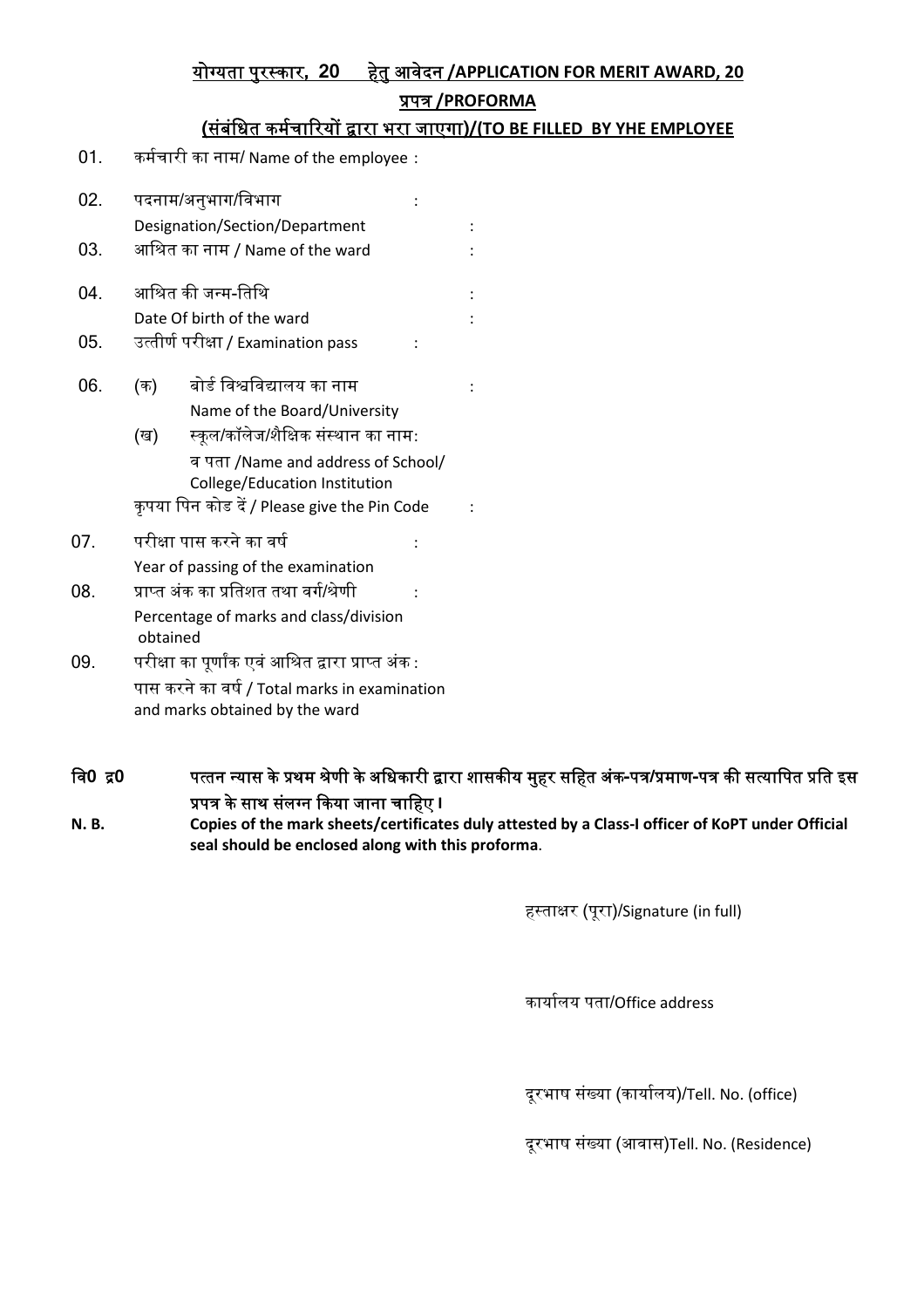## योग्यता पुरस्कार, 20 हेतु आवेदन /APPLICATION FOR MERIT AWARD, 20

## प्रपत्र /PROFORMA

## (संबंधित कर्मचारियों द्वारा भरा जाएगा)/(TO BE FILLED BY YHE EMPLOYEE

01. कर्मचारी का नाम/ Name of the employee :

02. पदनाम/अनुभाग/विभाग :
    Designation/Section/Department :

03. आश्रित का नाम / Name of the ward :

04. आश्रित की जन्म-तिथि :
    Date Of birth of the ward :

05. उत्तीर्ण परीक्षा / Examination pass :

06. (क) बोर्ड विश्वविद्यालय का नाम :
    Name of the Board/University

    (ख) स्कूल/कॉलेज/शैक्षिक संस्थान का नाम:
    व पता /Name and address of School/ College/Education Institution

    कृपया पिन कोड दें / Please give the Pin Code :

07. परीक्षा पास करने का वर्ष :
    Year of passing of the examination

08. प्राप्त अंक का प्रतिशत तथा वर्ग/श्रेणी :
    Percentage of marks and class/division obtained

09. परीक्षा का पूर्णांक एवं आश्रित द्वारा प्राप्त अंक :
    पास करने का वर्ष / Total marks in examination and marks obtained by the ward

**वि0 द्र0** **पत्तन न्यास के प्रथम श्रेणी के अधिकारी द्वारा शासकीय मुहर सहित अंक-पत्र/प्रमाण-पत्र की सत्यापित प्रति इस प्रपत्र के साथ संलग्न किया जाना चाहिए।**

**N. B.** **Copies of the mark sheets/certificates duly attested by a Class-I officer of KoPT under Official seal should be enclosed along with this proforma**.

हस्ताक्षर (पूरा)/Signature (in full)

कार्यालय पता/Office address

दूरभाष संख्या (कार्यालय)/Tell. No. (office)

दूरभाष संख्या (आवास)Tell. No. (Residence)